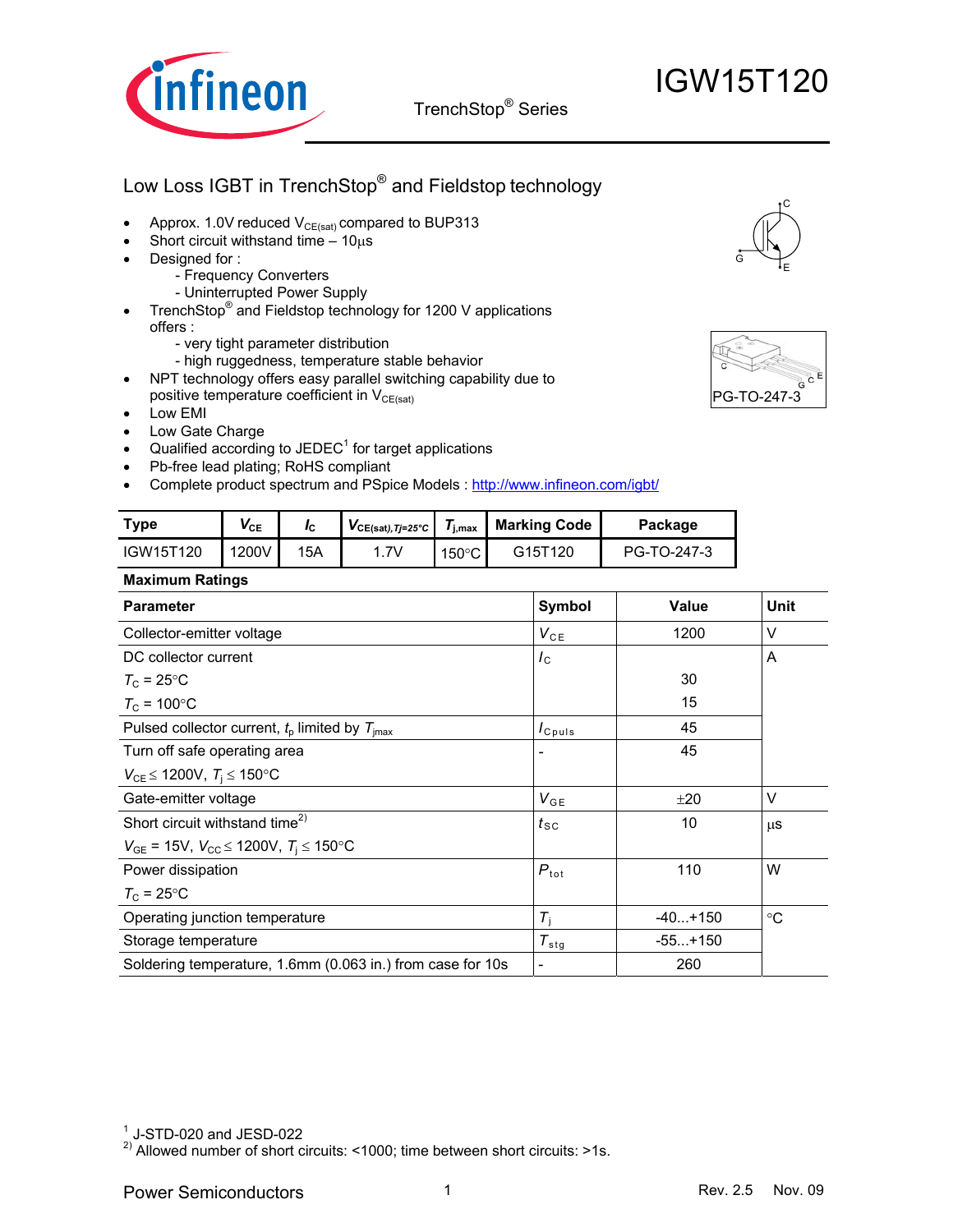# IGW15T120

TrenchStop® Series

## Low Loss IGBT in TrenchStop® and Fieldstop technology

- Approx. 1.0V reduced $V_{CE(sat)}$ compared to BUP313
- Short circuit withstand time – 10µs
- Designed for :
  - Frequency Converters
  - Uninterrupted Power Supply
- TrenchStop® and Fieldstop technology for 1200 V applications offers :
  - very tight parameter distribution
  - high ruggedness, temperature stable behavior
- NPT technology offers easy parallel switching capability due to positive temperature coefficient in $V_{CE(sat)}$
- Low EMI
- Low Gate Charge
- Qualified according to JEDEC[1] for target applications
- Pb-free lead plating; RoHS compliant
- Complete product spectrum and PSpice Models : http://www.infineon.com/igbt/

PG-TO-247-3

| Type | $V_{CE}$ | $I_C$ | $V_{CE(sat),Tj=25°C}$ | $T_{j,max}$ | Marking Code | Package |
|---|---|---|---|---|---|---|
| IGW15T120 | 1200V | 15A | 1.7V | 150°C | G15T120 | PG-TO-247-3 |

**Maximum Ratings**

| Parameter | Symbol | Value | Unit |
|---|---|---|---|
| Collector-emitter voltage | $V_{CE}$ | 1200 | V |
| DC collector current<br>$T_C$ = 25°C<br>$T_C$ = 100°C | $I_C$ | <br>30<br>15 | A |
| Pulsed collector current, $t_p$ limited by $T_{jmax}$ | $I_{Cpuls}$ | 45 | |
| Turn off safe operating area<br>$V_{CE} \leq$ 1200V, $T_j \leq$ 150°C | - | 45 | |
| Gate-emitter voltage | $V_{GE}$ | ±20 | V |
| Short circuit withstand time[2)]<br>$V_{GE}$ = 15V, $V_{CC} \leq$ 1200V, $T_j \leq$ 150°C | $t_{SC}$ | 10 | µs |
| Power dissipation<br>$T_C$ = 25°C | $P_{tot}$ | 110 | W |
| Operating junction temperature | $T_j$ | -40...+150 | °C |
| Storage temperature | $T_{stg}$ | -55...+150 | |
| Soldering temperature, 1.6mm (0.063 in.) from case for 10s | - | 260 | |

[1] J-STD-020 and JESD-022

[2)] Allowed number of short circuits: <1000; time between short circuits: >1s.

Power Semiconductors

Rev. 2.5 Nov. 09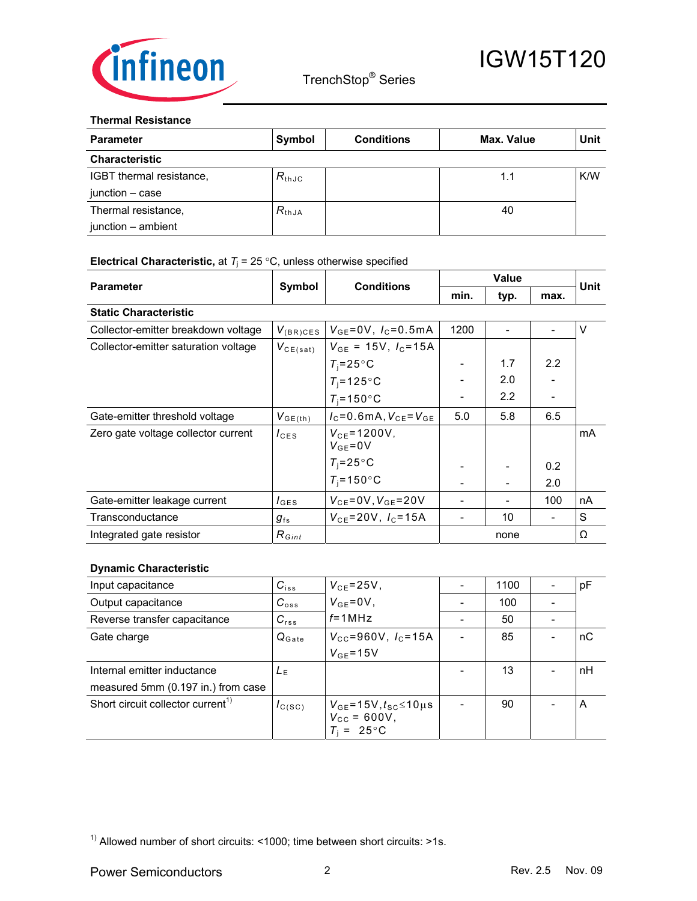### Thermal Resistance

| Parameter | Symbol | Conditions | Max. Value | Unit |
|---|---|---|---|---|
| **Characteristic** | | | | |
| IGBT thermal resistance, junction – case | $R_{thJC}$ | | 1.1 | K/W |
| Thermal resistance, junction – ambient | $R_{thJA}$ | | 40 | |

### Electrical Characteristic, at $T_j$ = 25 °C, unless otherwise specified

| Parameter | Symbol | Conditions | Value | | | Unit |
|---|---|---|---|---|---|---|
| | | | min. | typ. | max. | |
| **Static Characteristic** | | | | | | |
| Collector-emitter breakdown voltage | $V_{(BR)CES}$ | $V_{GE}$=0V, $I_C$=0.5mA | 1200 | - | - | V |
| Collector-emitter saturation voltage | $V_{CE(sat)}$ | $V_{GE}$ = 15V, $I_C$=15A | | | | |
| | | $T_j$=25°C | - | 1.7 | 2.2 | |
| | | $T_j$=125°C | - | 2.0 | - | |
| | | $T_j$=150°C | - | 2.2 | - | |
| Gate-emitter threshold voltage | $V_{GE(th)}$ | $I_C$=0.6mA, $V_{CE}$=$V_{GE}$ | 5.0 | 5.8 | 6.5 | |
| Zero gate voltage collector current | $I_{CES}$ | $V_{CE}$=1200V, $V_{GE}$=0V | | | | mA |
| | | $T_j$=25°C | - | - | 0.2 | |
| | | $T_j$=150°C | - | - | 2.0 | |
| Gate-emitter leakage current | $I_{GES}$ | $V_{CE}$=0V, $V_{GE}$=20V | - | - | 100 | nA |
| Transconductance | $g_{fs}$ | $V_{CE}$=20V, $I_C$=15A | - | 10 | - | S |
| Integrated gate resistor | $R_{Gint}$ | | | none | | Ω |

### Dynamic Characteristic

| Parameter | Symbol | Conditions | min. | typ. | max. | Unit |
|---|---|---|---|---|---|---|
| Input capacitance | $C_{iss}$ | $V_{CE}$=25V, $V_{GE}$=0V, $f$=1MHz | - | 1100 | - | pF |
| Output capacitance | $C_{oss}$ | | - | 100 | - | |
| Reverse transfer capacitance | $C_{rss}$ | | - | 50 | - | |
| Gate charge | $Q_{Gate}$ | $V_{CC}$=960V, $I_C$=15A, $V_{GE}$=15V | - | 85 | - | nC |
| Internal emitter inductance measured 5mm (0.197 in.) from case | $L_E$ | | - | 13 | - | nH |
| Short circuit collector current[1] | $I_{C(SC)}$ | $V_{GE}$=15V, $t_{SC}$≤10µs, $V_{CC}$ = 600V, $T_j$ = 25°C | - | 90 | - | A |

[1] Allowed number of short circuits: <1000; time between short circuits: >1s.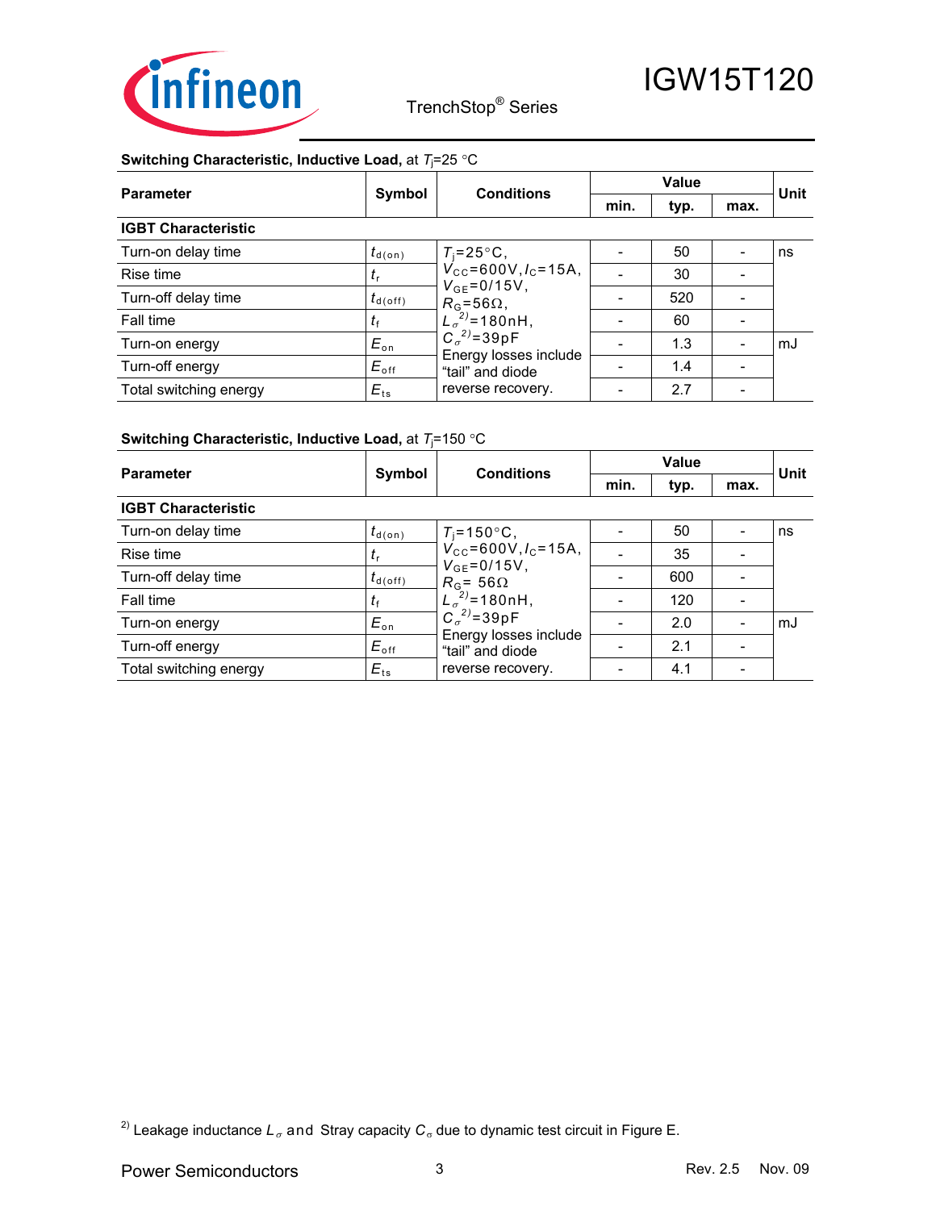**Switching Characteristic, Inductive Load,** at $T_j$=25 °C

| Parameter | Symbol | Conditions | Value | | | Unit |
|---|---|---|---|---|---|---|
| | | | min. | typ. | max. | |
| **IGBT Characteristic** | | | | | | |
| Turn-on delay time | $t_{d(on)}$ | $T_j$=25°C, $V_{CC}$=600V, $I_C$=15A, $V_{GE}$=0/15V, $R_G$=56Ω, $L_\sigma$[2]=180nH, $C_\sigma$[2]=39pF Energy losses include "tail" and diode reverse recovery. | - | 50 | - | ns |
| Rise time | $t_r$ | | - | 30 | - | |
| Turn-off delay time | $t_{d(off)}$ | | - | 520 | - | |
| Fall time | $t_f$ | | - | 60 | - | |
| Turn-on energy | $E_{on}$ | | - | 1.3 | - | mJ |
| Turn-off energy | $E_{off}$ | | - | 1.4 | - | |
| Total switching energy | $E_{ts}$ | | - | 2.7 | - | |

**Switching Characteristic, Inductive Load,** at $T_j$=150 °C

| Parameter | Symbol | Conditions | Value | | | Unit |
|---|---|---|---|---|---|---|
| | | | min. | typ. | max. | |
| **IGBT Characteristic** | | | | | | |
| Turn-on delay time | $t_{d(on)}$ | $T_j$=150°C, $V_{CC}$=600V, $I_C$=15A, $V_{GE}$=0/15V, $R_G$= 56Ω $L_\sigma$[2]=180nH, $C_\sigma$[2]=39pF Energy losses include "tail" and diode reverse recovery. | - | 50 | - | ns |
| Rise time | $t_r$ | | - | 35 | - | |
| Turn-off delay time | $t_{d(off)}$ | | - | 600 | - | |
| Fall time | $t_f$ | | - | 120 | - | |
| Turn-on energy | $E_{on}$ | | - | 2.0 | - | mJ |
| Turn-off energy | $E_{off}$ | | - | 2.1 | - | |
| Total switching energy | $E_{ts}$ | | - | 4.1 | - | |

[2] Leakage inductance $L_\sigma$ and Stray capacity $C_\sigma$ due to dynamic test circuit in Figure E.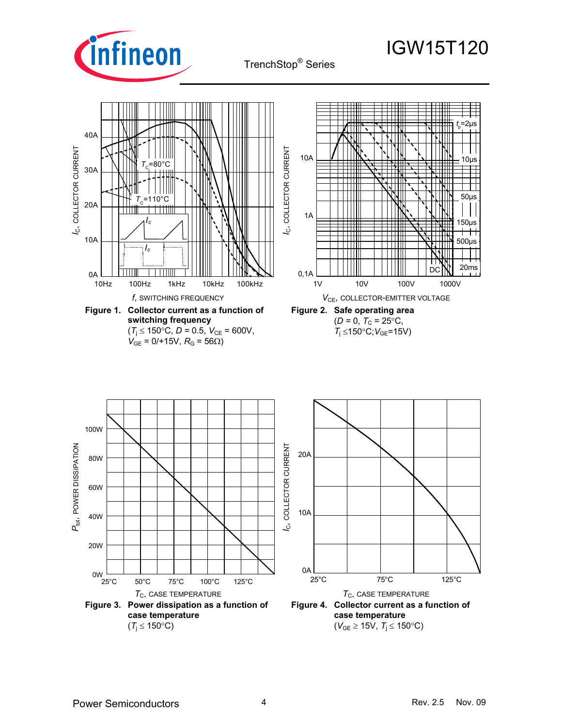**Figure 1. Collector current as a function of switching frequency**
($T_j \leq 150°C$, $D = 0.5$, $V_{CE} = 600V$, $V_{GE} = 0/+15V$, $R_G = 56\Omega$)

**Figure 2. Safe operating area**
($D = 0$, $T_C = 25°C$, $T_j \leq 150°C$; $V_{GE}=15V$)

**Figure 3. Power dissipation as a function of case temperature**
($T_j \leq 150°C$)

**Figure 4. Collector current as a function of case temperature**
($V_{GE} \geq 15V$, $T_j \leq 150°C$)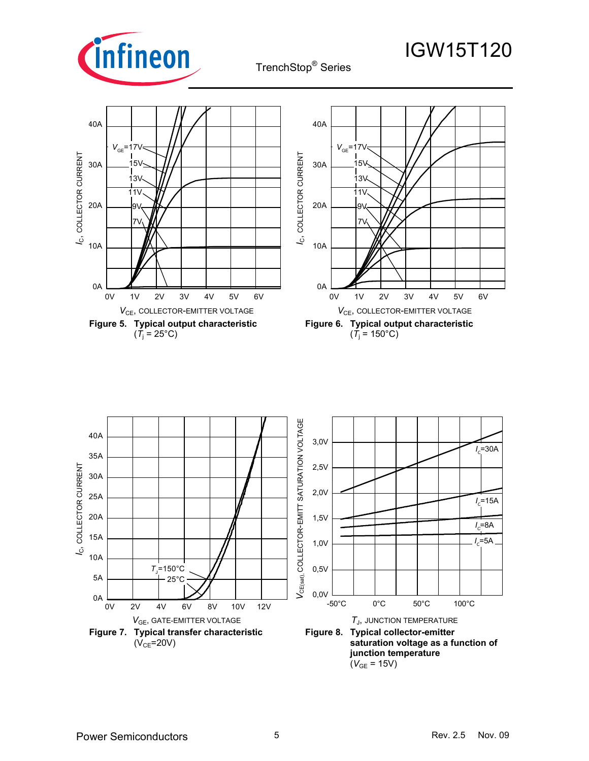**Figure 5. Typical output characteristic**
($T_j$ = 25°C)

**Figure 6. Typical output characteristic**
($T_j$ = 150°C)

**Figure 7. Typical transfer characteristic**
($V_{CE}$=20V)

**Figure 8. Typical collector-emitter saturation voltage as a function of junction temperature**
($V_{GE}$ = 15V)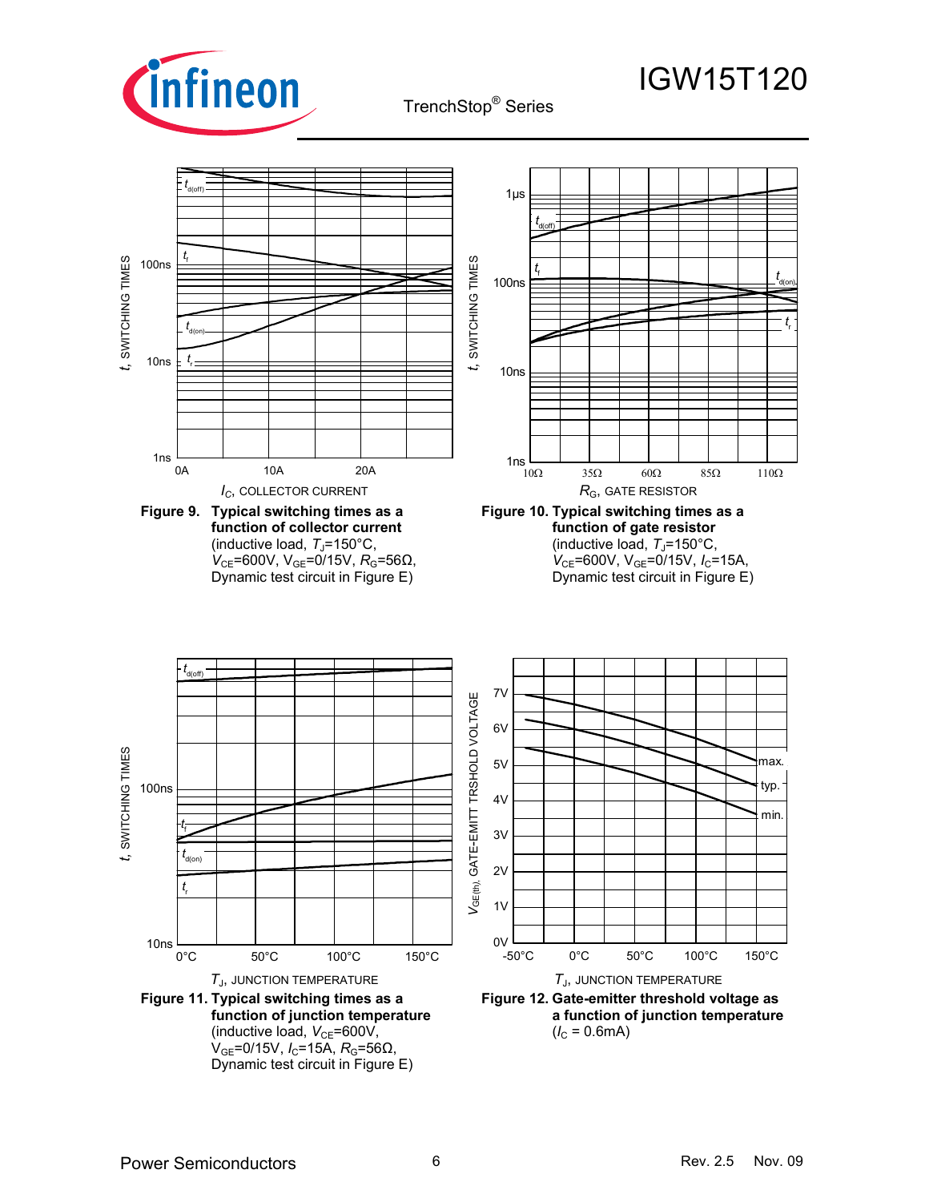Figure 9. **Typical switching times as a function of collector current**
(inductive load, $T_J$=150°C, $V_{CE}$=600V, $V_{GE}$=0/15V, $R_G$=56Ω, Dynamic test circuit in Figure E)

Figure 10. **Typical switching times as a function of gate resistor**
(inductive load, $T_J$=150°C, $V_{CE}$=600V, $V_{GE}$=0/15V, $I_C$=15A, Dynamic test circuit in Figure E)

Figure 11. **Typical switching times as a function of junction temperature**
(inductive load, $V_{CE}$=600V, $V_{GE}$=0/15V, $I_C$=15A, $R_G$=56Ω, Dynamic test circuit in Figure E)

Figure 12. **Gate-emitter threshold voltage as a function of junction temperature**
($I_C$ = 0.6mA)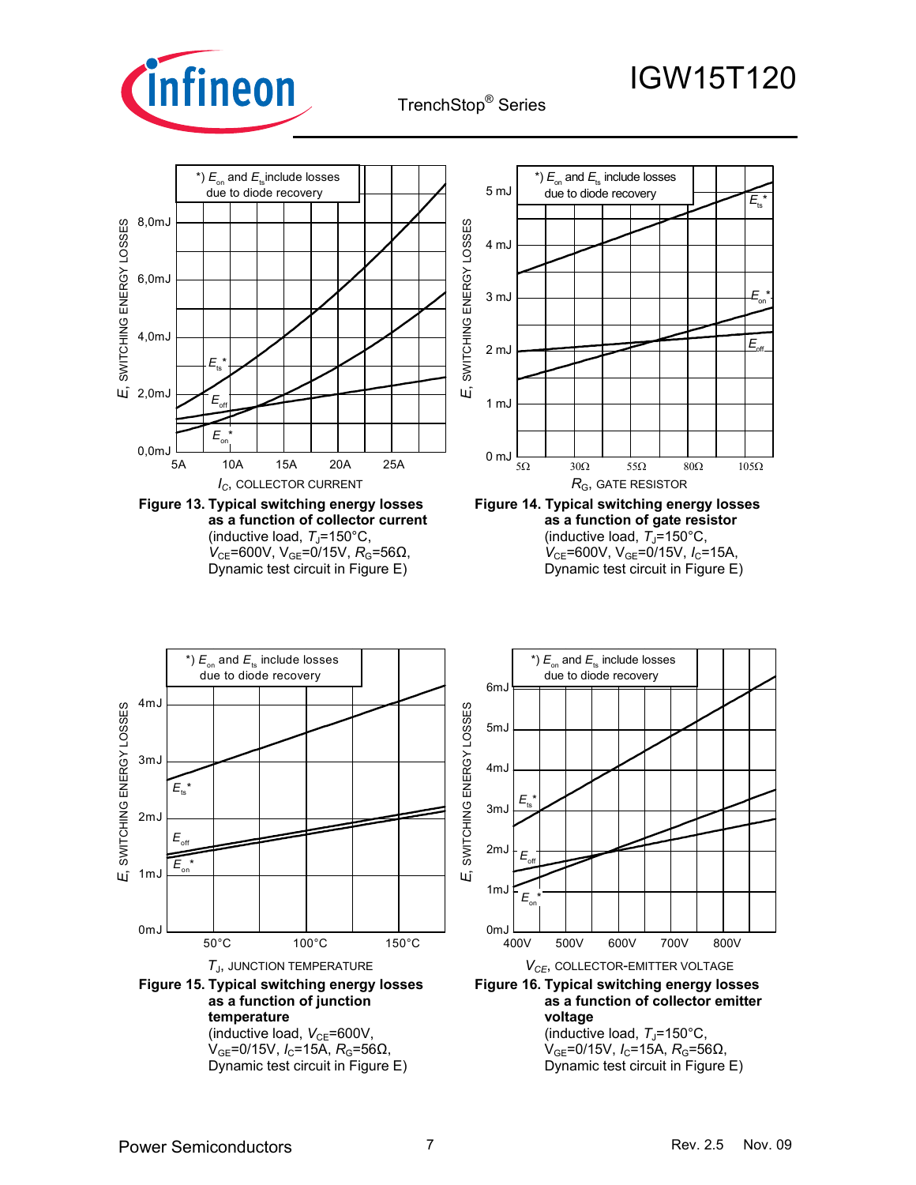**Figure 13. Typical switching energy losses as a function of collector current**
(inductive load, $T_J$=150°C, $V_{CE}$=600V, $V_{GE}$=0/15V, $R_G$=56Ω, Dynamic test circuit in Figure E)

**Figure 14. Typical switching energy losses as a function of gate resistor**
(inductive load, $T_J$=150°C, $V_{CE}$=600V, $V_{GE}$=0/15V, $I_C$=15A, Dynamic test circuit in Figure E)

**Figure 15. Typical switching energy losses as a function of junction temperature**
(inductive load, $V_{CE}$=600V, $V_{GE}$=0/15V, $I_C$=15A, $R_G$=56Ω, Dynamic test circuit in Figure E)

**Figure 16. Typical switching energy losses as a function of collector emitter voltage**
(inductive load, $T_J$=150°C, $V_{GE}$=0/15V, $I_C$=15A, $R_G$=56Ω, Dynamic test circuit in Figure E)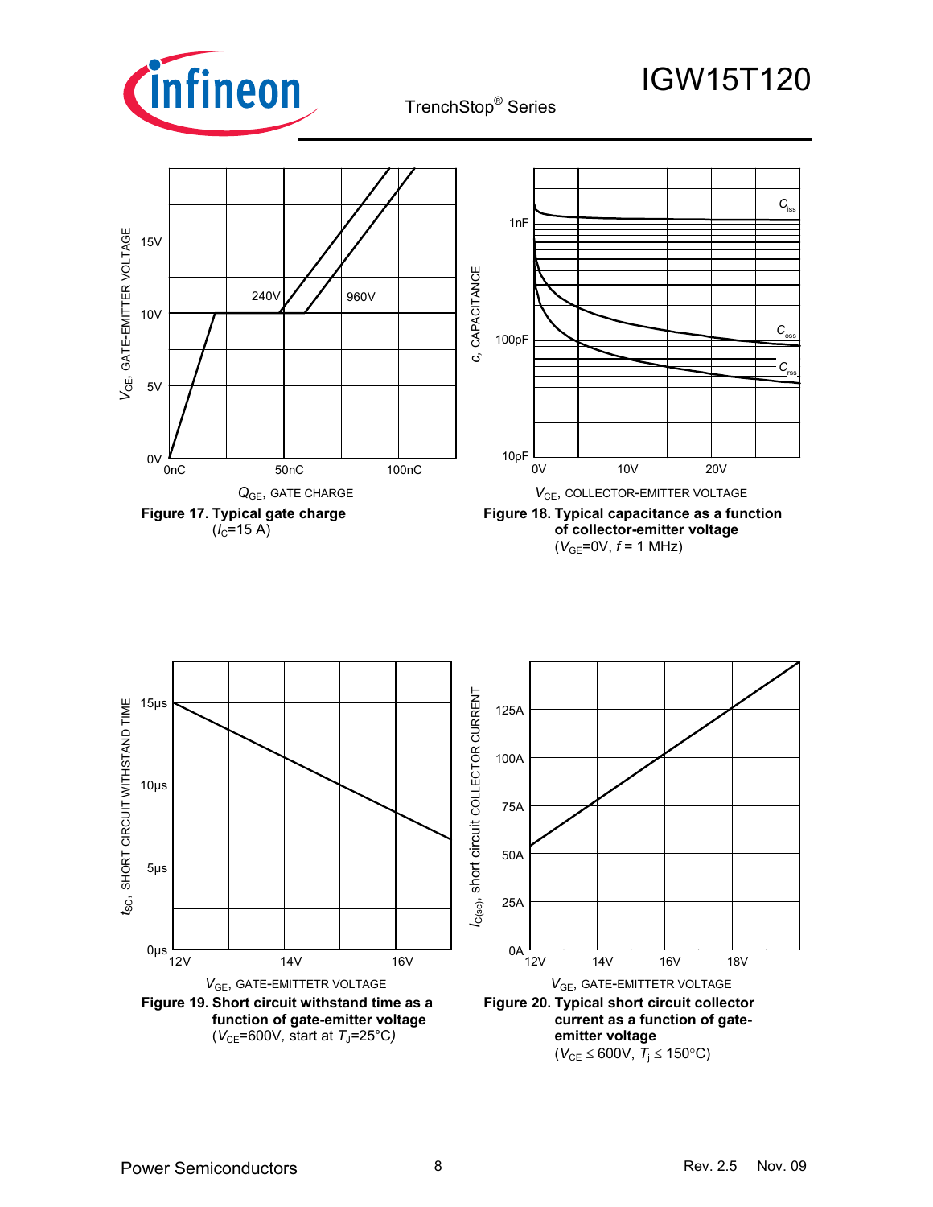**Figure 17. Typical gate charge**
($I_C$=15 A)

**Figure 18. Typical capacitance as a function of collector-emitter voltage**
($V_{GE}$=0V, $f$ = 1 MHz)

**Figure 19. Short circuit withstand time as a function of gate-emitter voltage**
($V_{CE}$=600V, start at $T_J$=25°C)

**Figure 20. Typical short circuit collector current as a function of gate-emitter voltage**
($V_{CE} \leq$ 600V, $T_j \leq$ 150°C)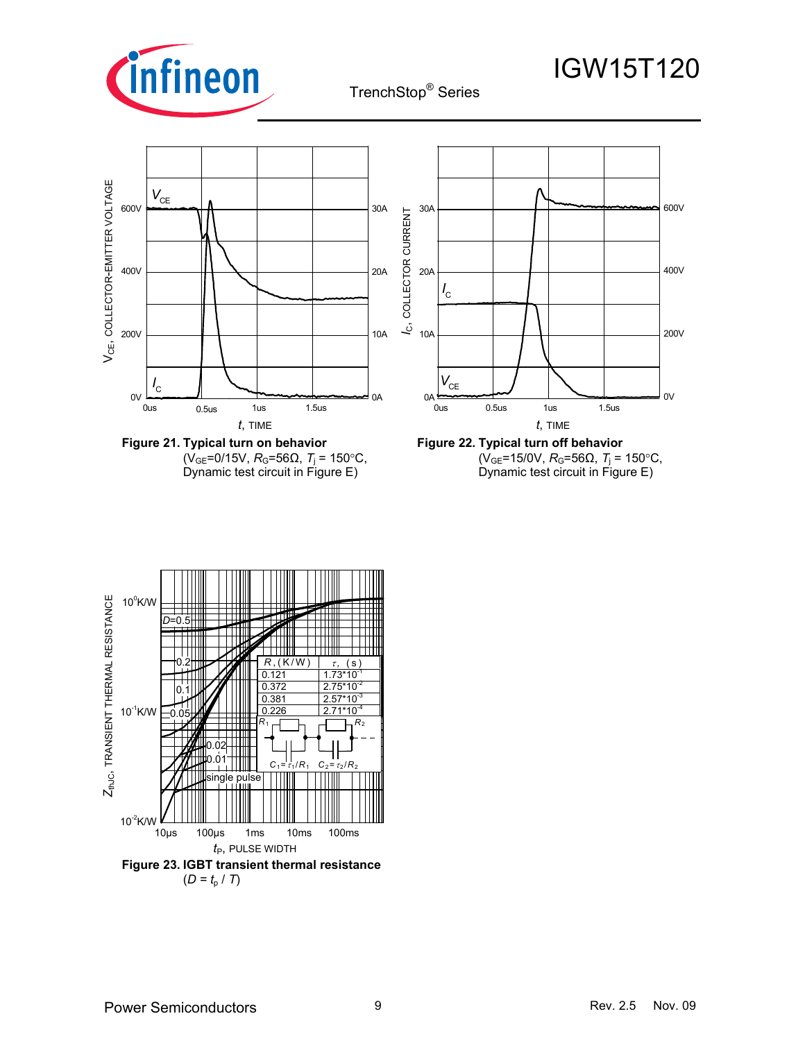**Figure 21. Typical turn on behavior**
($V_{GE}$=0/15V, $R_G$=56Ω, $T_j$ = 150°C, Dynamic test circuit in Figure E)

**Figure 22. Typical turn off behavior**
($V_{GE}$=15/0V, $R_G$=56Ω, $T_j$ = 150°C, Dynamic test circuit in Figure E)

| $R$, (K/W) | $\tau$, (s) |
|---|---|
| 0.121 | $1.73 \cdot 10^{-1}$ |
| 0.372 | $2.75 \cdot 10^{-2}$ |
| 0.381 | $2.57 \cdot 10^{-3}$ |
| 0.226 | $2.71 \cdot 10^{-4}$ |

$C_1 = \tau_1 / R_1$, $C_2 = \tau_2 / R_2$

**Figure 23. IGBT transient thermal resistance**
($D = t_p / T$)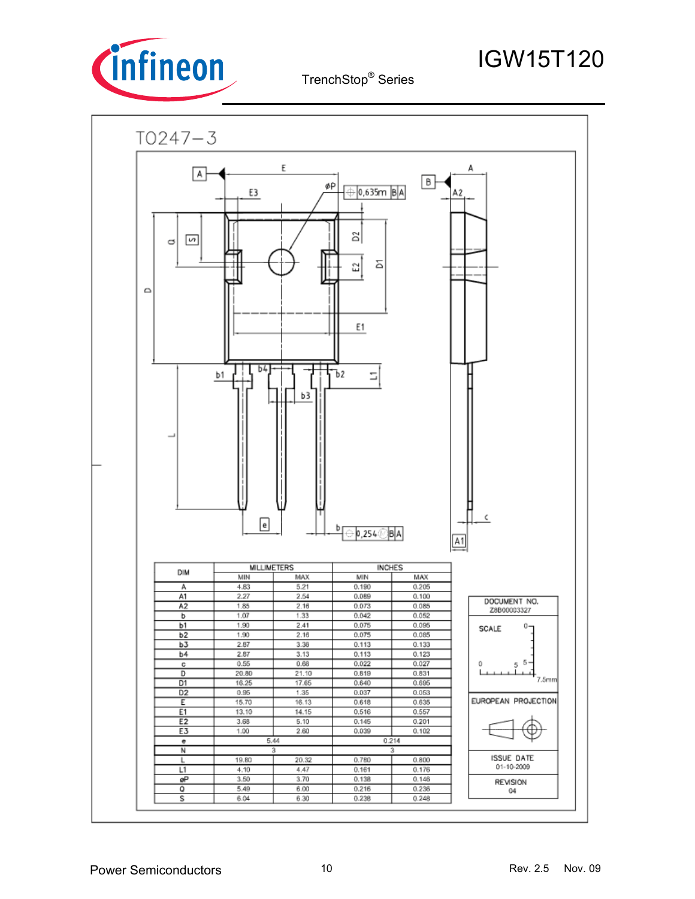# TO247-3

| DIM | MILLIMETERS | | INCHES | |
|---|---|---|---|---|
| | MIN | MAX | MIN | MAX |
| A | 4.83 | 5.21 | 0.190 | 0.205 |
| A1 | 2.27 | 2.54 | 0.089 | 0.100 |
| A2 | 1.85 | 2.16 | 0.073 | 0.085 |
| b | 1.07 | 1.33 | 0.042 | 0.052 |
| b1 | 1.90 | 2.41 | 0.075 | 0.095 |
| b2 | 1.90 | 2.16 | 0.075 | 0.085 |
| b3 | 2.87 | 3.38 | 0.113 | 0.133 |
| b4 | 2.87 | 3.13 | 0.113 | 0.123 |
| c | 0.55 | 0.68 | 0.022 | 0.027 |
| D | 20.80 | 21.10 | 0.819 | 0.831 |
| D1 | 16.25 | 17.65 | 0.640 | 0.695 |
| D2 | 0.95 | 1.35 | 0.037 | 0.053 |
| E | 15.70 | 16.13 | 0.618 | 0.635 |
| E1 | 13.10 | 14.15 | 0.516 | 0.557 |
| E2 | 3.68 | 5.10 | 0.145 | 0.201 |
| E3 | 1.00 | 2.60 | 0.039 | 0.102 |
| e | 5.44 | | 0.214 | |
| N | 3 | | 3 | |
| L | 19.80 | 20.32 | 0.780 | 0.800 |
| L1 | 4.10 | 4.47 | 0.161 | 0.176 |
| øP | 3.50 | 3.70 | 0.138 | 0.146 |
| Q | 5.49 | 6.00 | 0.216 | 0.236 |
| S | 6.04 | 6.30 | 0.238 | 0.248 |

DOCUMENT NO.
Z8B00003327

SCALE 0 5 7.5mm

EUROPEAN PROJECTION

ISSUE DATE
01-10-2009

REVISION
04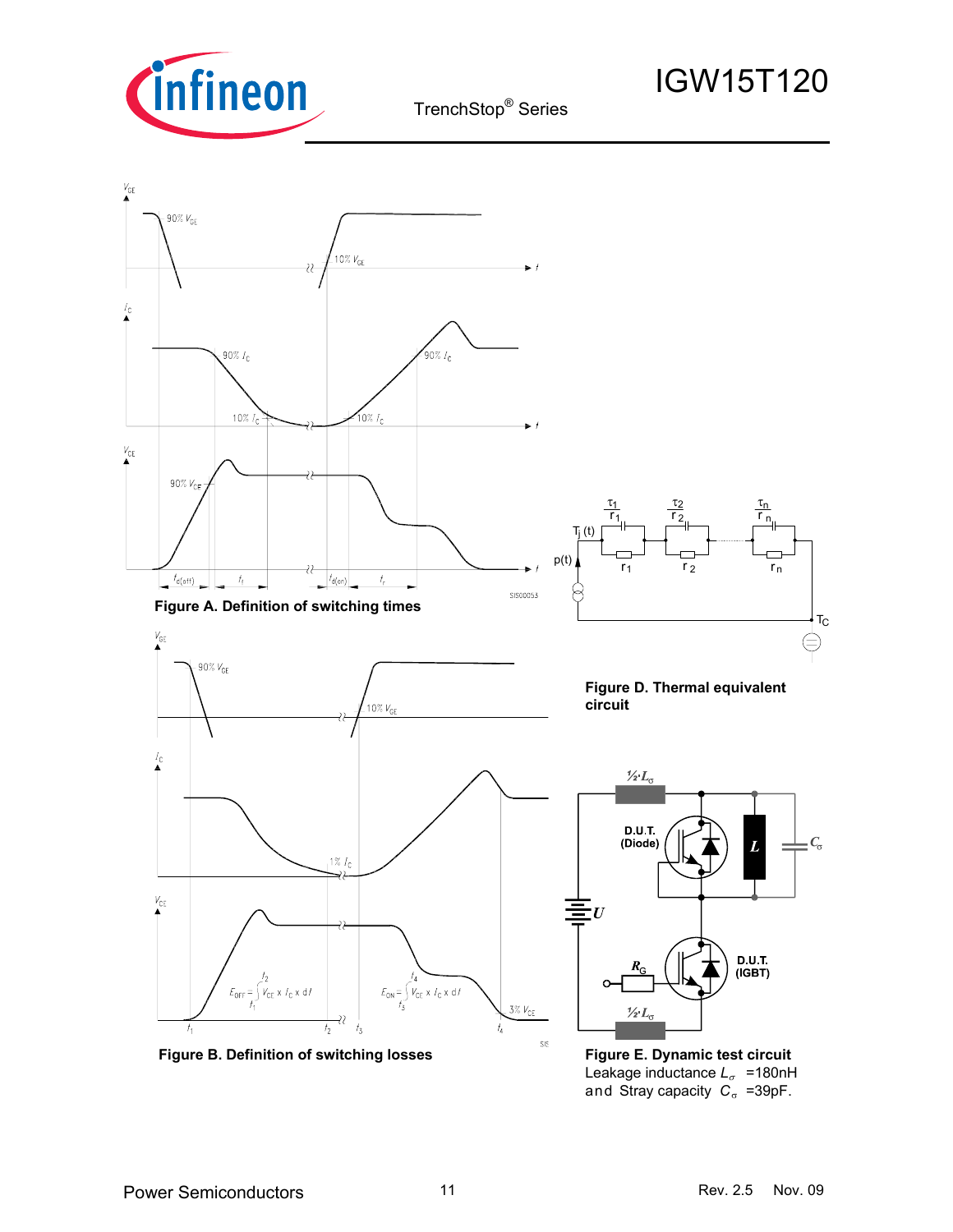**Figure A. Definition of switching times**

**Figure D. Thermal equivalent circuit**

**Figure B. Definition of switching losses**

**Figure E. Dynamic test circuit**
Leakage inductance $L_\sigma$ =180nH
and Stray capacity $C_\sigma$ =39pF.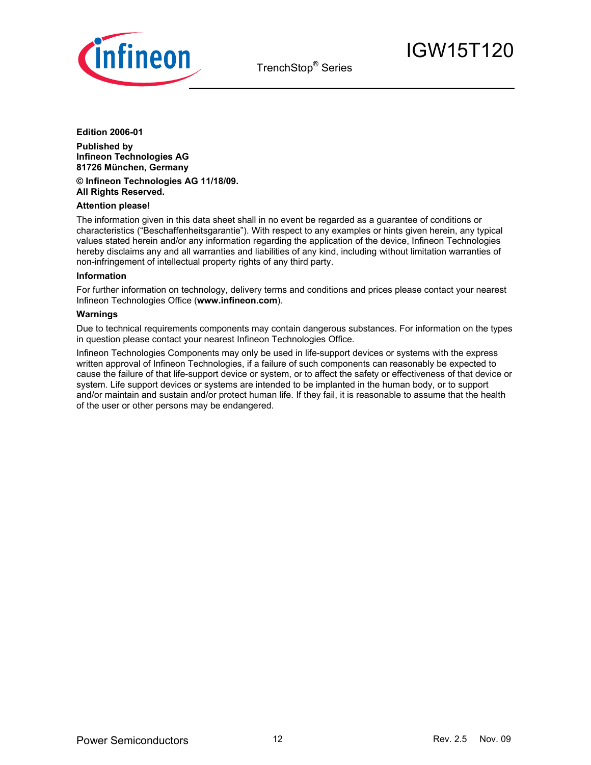**Edition 2006-01**

**Published by**
**Infineon Technologies AG**
**81726 München, Germany**

**© Infineon Technologies AG 11/18/09.**
**All Rights Reserved.**

**Attention please!**

The information given in this data sheet shall in no event be regarded as a guarantee of conditions or characteristics (“Beschaffenheitsgarantie”). With respect to any examples or hints given herein, any typical values stated herein and/or any information regarding the application of the device, Infineon Technologies hereby disclaims any and all warranties and liabilities of any kind, including without limitation warranties of non-infringement of intellectual property rights of any third party.

**Information**

For further information on technology, delivery terms and conditions and prices please contact your nearest Infineon Technologies Office (**www.infineon.com**).

**Warnings**

Due to technical requirements components may contain dangerous substances. For information on the types in question please contact your nearest Infineon Technologies Office.

Infineon Technologies Components may only be used in life-support devices or systems with the express written approval of Infineon Technologies, if a failure of such components can reasonably be expected to cause the failure of that life-support device or system, or to affect the safety or effectiveness of that device or system. Life support devices or systems are intended to be implanted in the human body, or to support and/or maintain and sustain and/or protect human life. If they fail, it is reasonable to assume that the health of the user or other persons may be endangered.